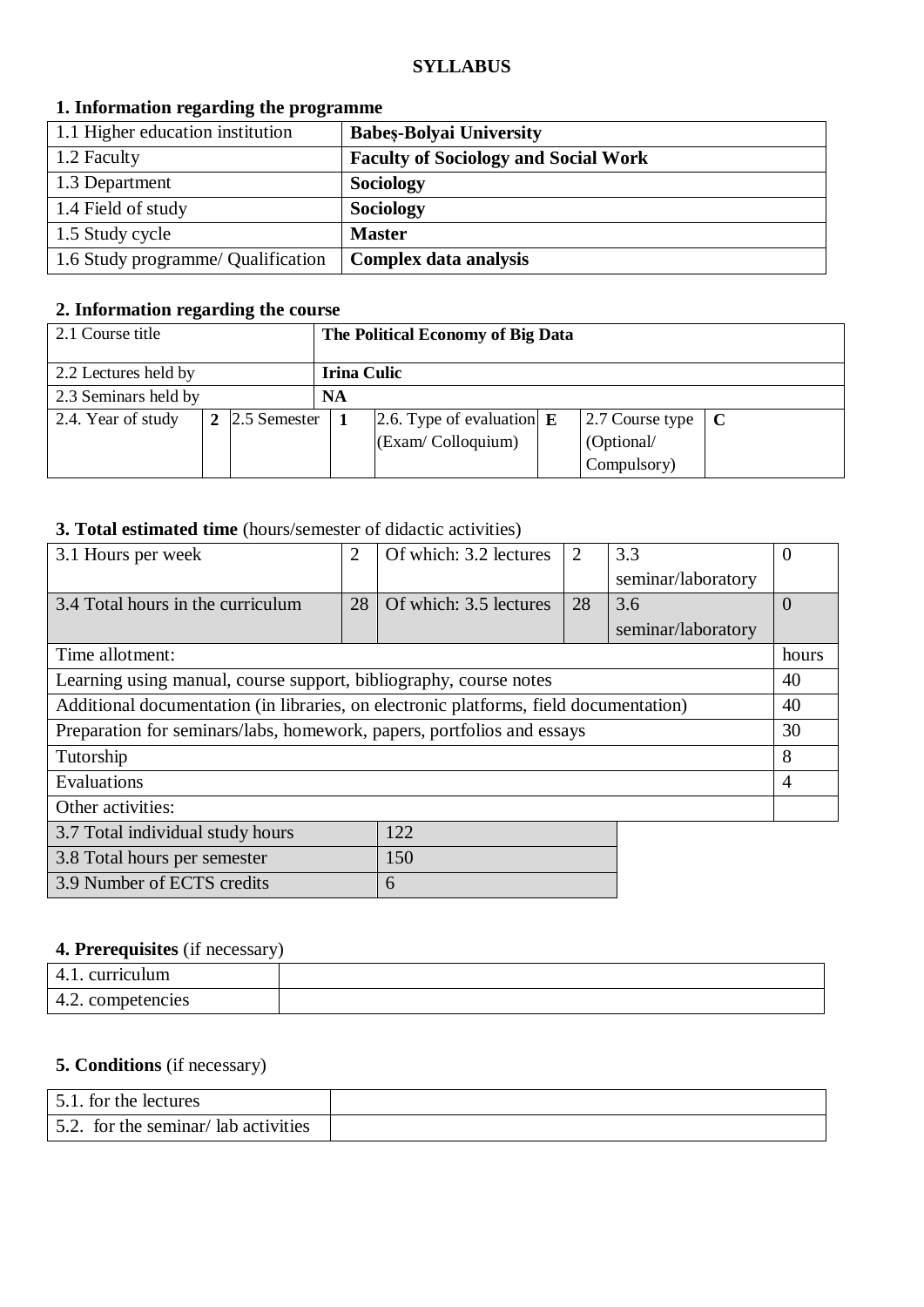**SYLLABUS**

## 1. Information regarding the programme

| | |
|---|---|
| 1.1 Higher education institution | **Babeș-Bolyai University** |
| 1.2 Faculty | **Faculty of Sociology and Social Work** |
| 1.3 Department | **Sociology** |
| 1.4 Field of study | **Sociology** |
| 1.5 Study cycle | **Master** |
| 1.6 Study programme/ Qualification | **Complex data analysis** |

## 2. Information regarding the course

| | | | | | | | | |
|---|---|---|---|---|---|---|---|---|
| 2.1 Course title | **The Political Economy of Big Data** | | | | | | | |
| 2.2 Lectures held by | **Irina Culic** | | | | | | | |
| 2.3 Seminars held by | **NA** | | | | | | | |
| 2.4. Year of study | **2** | 2.5 Semester | **1** | 2.6. Type of evaluation (Exam/ Colloquium) | **E** | 2.7 Course type (Optional/ Compulsory) | **C** | |

## 3. Total estimated time (hours/semester of didactic activities)

| | | | | | |
|---|---|---|---|---|---|
| 3.1 Hours per week | 2 | Of which: 3.2 lectures | 2 | 3.3 seminar/laboratory | 0 |
| 3.4 Total hours in the curriculum | 28 | Of which: 3.5 lectures | 28 | 3.6 seminar/laboratory | 0 |

| Time allotment: | hours |
|---|---|
| Learning using manual, course support, bibliography, course notes | 40 |
| Additional documentation (in libraries, on electronic platforms, field documentation) | 40 |
| Preparation for seminars/labs, homework, papers, portfolios and essays | 30 |
| Tutorship | 8 |
| Evaluations | 4 |
| Other activities: | |

| | |
|---|---|
| 3.7 Total individual study hours | 122 |
| 3.8 Total hours per semester | 150 |
| 3.9 Number of ECTS credits | 6 |

## 4. Prerequisites (if necessary)

| | |
|---|---|
| 4.1. curriculum | |
| 4.2. competencies | |

## 5. Conditions (if necessary)

| | |
|---|---|
| 5.1. for the lectures | |
| 5.2. for the seminar/ lab activities | |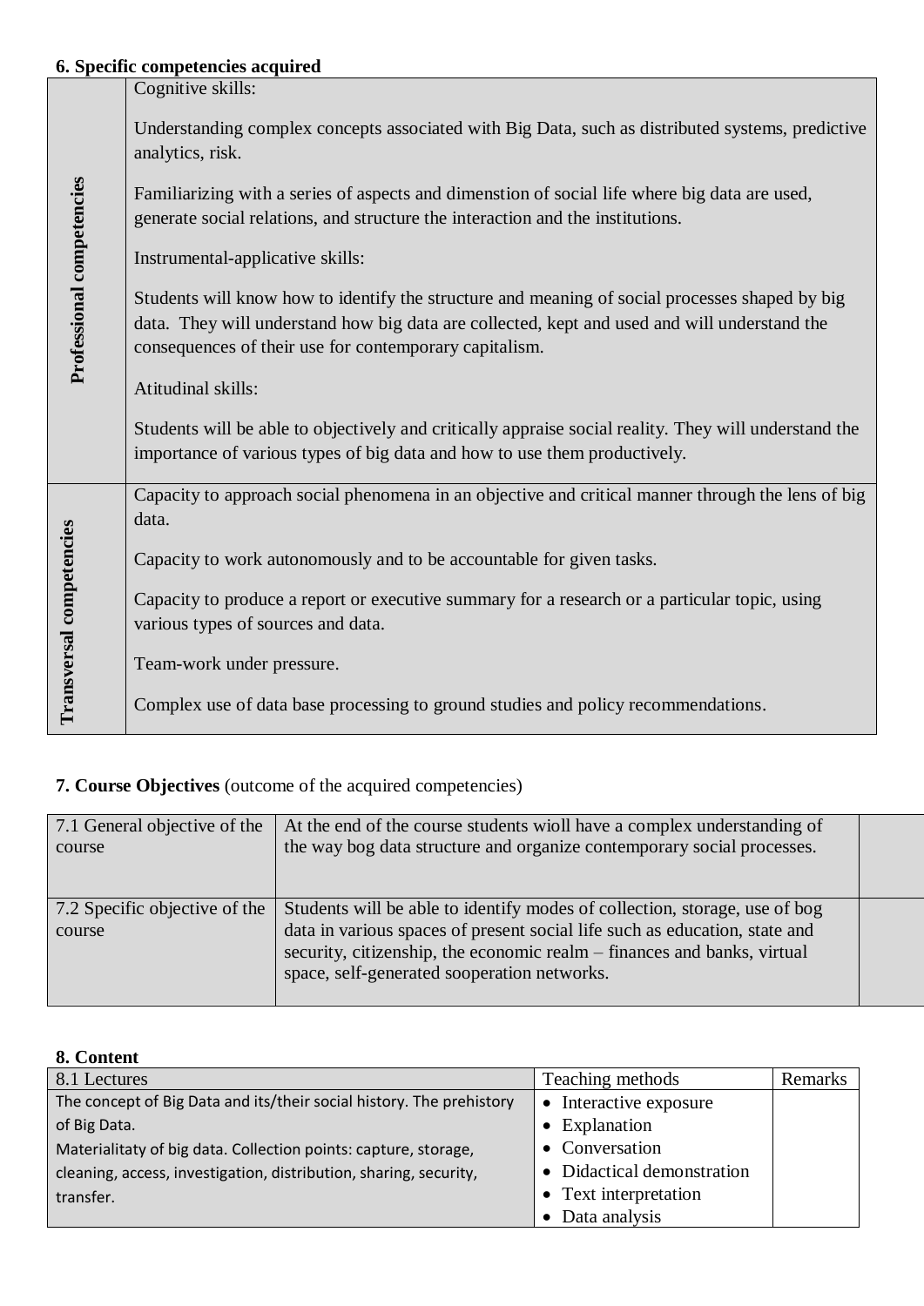**6. Specific competencies acquired**

| | |
|---|---|
| **Professional competencies** | Cognitive skills:<br><br>Understanding complex concepts associated with Big Data, such as distributed systems, predictive analytics, risk.<br><br>Familiarizing with a series of aspects and dimenstion of social life where big data are used, generate social relations, and structure the interaction and the institutions.<br><br>Instrumental-applicative skills:<br><br>Students will know how to identify the structure and meaning of social processes shaped by big data. They will understand how big data are collected, kept and used and will understand the consequences of their use for contemporary capitalism.<br><br>Atitudinal skills:<br><br>Students will be able to objectively and critically appraise social reality. They will understand the importance of various types of big data and how to use them productively. |
| **Transversal competencies** | Capacity to approach social phenomena in an objective and critical manner through the lens of big data.<br><br>Capacity to work autonomously and to be accountable for given tasks.<br><br>Capacity to produce a report or executive summary for a research or a particular topic, using various types of sources and data.<br><br>Team-work under pressure.<br><br>Complex use of data base processing to ground studies and policy recommendations. |

**7. Course Objectives** (outcome of the acquired competencies)

| | | |
|---|---|---|
| 7.1 General objective of the course | At the end of the course students wioll have a complex understanding of the way bog data structure and organize contemporary social processes. | |
| 7.2 Specific objective of the course | Students will be able to identify modes of collection, storage, use of bog data in various spaces of present social life such as education, state and security, citizenship, the economic realm – finances and banks, virtual space, self-generated sooperation networks. | |

**8. Content**

| 8.1 Lectures | Teaching methods | Remarks |
|---|---|---|
| The concept of Big Data and its/their social history. The prehistory of Big Data.<br>Materialitaty of big data. Collection points: capture, storage, cleaning, access, investigation, distribution, sharing, security, transfer. | • Interactive exposure<br>• Explanation<br>• Conversation<br>• Didactical demonstration<br>• Text interpretation<br>• Data analysis | |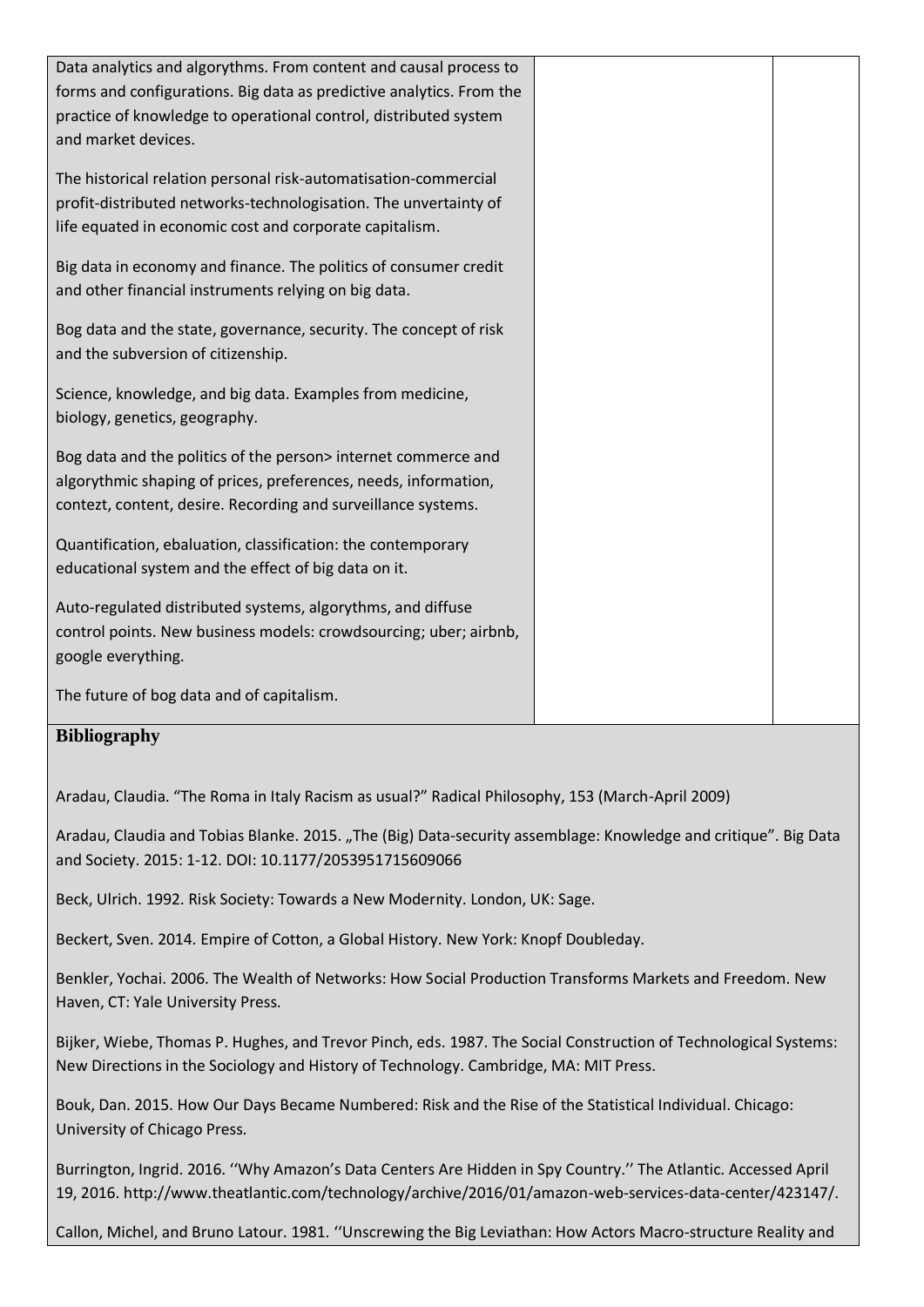| | | |
|---|---|---|
| Data analytics and algorithms. From content and causal process to forms and configurations. Big data as predictive analytics. From the practice of knowledge to operational control, distributed system and market devices.<br><br>The historical relation personal risk-automatisation-commercial profit-distributed networks-technologisation. The unvertainty of life equated in economic cost and corporate capitalism.<br><br>Big data in economy and finance. The politics of consumer credit and other financial instruments relying on big data.<br><br>Bog data and the state, governance, security. The concept of risk and the subversion of citizenship.<br><br>Science, knowledge, and big data. Examples from medicine, biology, genetics, geography.<br><br>Bog data and the politics of the person> internet commerce and algorythmic shaping of prices, preferences, needs, information, contezt, content, desire. Recording and surveillance systems.<br><br>Quantification, ebaluation, classification: the contemporary educational system and the effect of big data on it.<br><br>Auto-regulated distributed systems, algorythms, and diffuse control points. New business models: crowdsourcing; uber; airbnb, google everything.<br><br>The future of bog data and of capitalism. | | |

**Bibliography**

Aradau, Claudia. "The Roma in Italy Racism as usual?" Radical Philosophy, 153 (March-April 2009)

Aradau, Claudia and Tobias Blanke. 2015. „The (Big) Data-security assemblage: Knowledge and critique". Big Data and Society. 2015: 1-12. DOI: 10.1177/2053951715609066

Beck, Ulrich. 1992. Risk Society: Towards a New Modernity. London, UK: Sage.

Beckert, Sven. 2014. Empire of Cotton, a Global History. New York: Knopf Doubleday.

Benkler, Yochai. 2006. The Wealth of Networks: How Social Production Transforms Markets and Freedom. New Haven, CT: Yale University Press.

Bijker, Wiebe, Thomas P. Hughes, and Trevor Pinch, eds. 1987. The Social Construction of Technological Systems: New Directions in the Sociology and History of Technology. Cambridge, MA: MIT Press.

Bouk, Dan. 2015. How Our Days Became Numbered: Risk and the Rise of the Statistical Individual. Chicago: University of Chicago Press.

Burrington, Ingrid. 2016. ''Why Amazon's Data Centers Are Hidden in Spy Country.'' The Atlantic. Accessed April 19, 2016. http://www.theatlantic.com/technology/archive/2016/01/amazon-web-services-data-center/423147/.

Callon, Michel, and Bruno Latour. 1981. ''Unscrewing the Big Leviathan: How Actors Macro-structure Reality and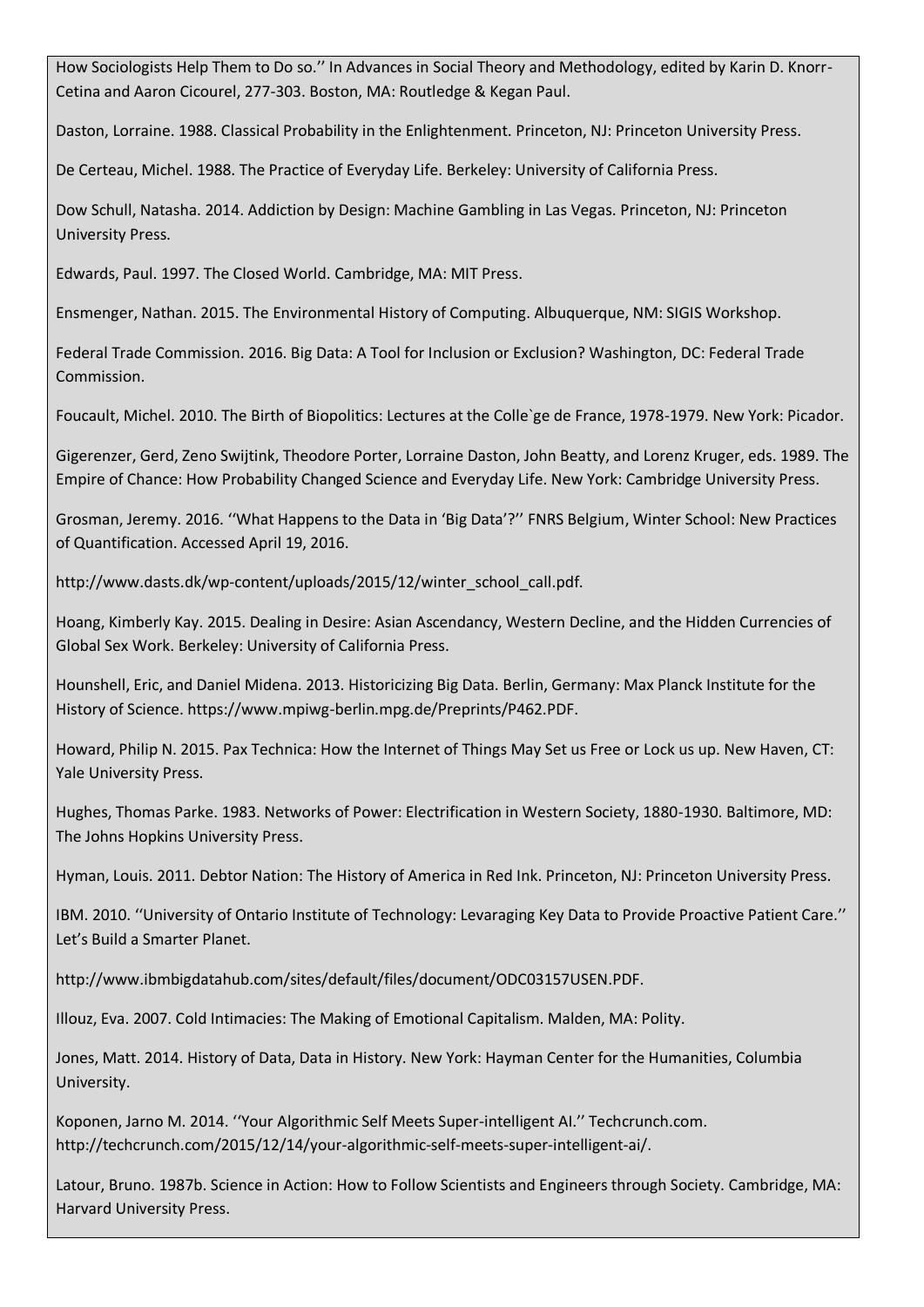How Sociologists Help Them to Do so.'' In Advances in Social Theory and Methodology, edited by Karin D. Knorr-Cetina and Aaron Cicourel, 277-303. Boston, MA: Routledge & Kegan Paul.

Daston, Lorraine. 1988. Classical Probability in the Enlightenment. Princeton, NJ: Princeton University Press.

De Certeau, Michel. 1988. The Practice of Everyday Life. Berkeley: University of California Press.

Dow Schull, Natasha. 2014. Addiction by Design: Machine Gambling in Las Vegas. Princeton, NJ: Princeton University Press.

Edwards, Paul. 1997. The Closed World. Cambridge, MA: MIT Press.

Ensmenger, Nathan. 2015. The Environmental History of Computing. Albuquerque, NM: SIGIS Workshop.

Federal Trade Commission. 2016. Big Data: A Tool for Inclusion or Exclusion? Washington, DC: Federal Trade Commission.

Foucault, Michel. 2010. The Birth of Biopolitics: Lectures at the Colle`ge de France, 1978-1979. New York: Picador.

Gigerenzer, Gerd, Zeno Swijtink, Theodore Porter, Lorraine Daston, John Beatty, and Lorenz Kruger, eds. 1989. The Empire of Chance: How Probability Changed Science and Everyday Life. New York: Cambridge University Press.

Grosman, Jeremy. 2016. ''What Happens to the Data in 'Big Data'?'' FNRS Belgium, Winter School: New Practices of Quantification. Accessed April 19, 2016.

http://www.dasts.dk/wp-content/uploads/2015/12/winter_school_call.pdf.

Hoang, Kimberly Kay. 2015. Dealing in Desire: Asian Ascendancy, Western Decline, and the Hidden Currencies of Global Sex Work. Berkeley: University of California Press.

Hounshell, Eric, and Daniel Midena. 2013. Historicizing Big Data. Berlin, Germany: Max Planck Institute for the History of Science. https://www.mpiwg-berlin.mpg.de/Preprints/P462.PDF.

Howard, Philip N. 2015. Pax Technica: How the Internet of Things May Set us Free or Lock us up. New Haven, CT: Yale University Press.

Hughes, Thomas Parke. 1983. Networks of Power: Electrification in Western Society, 1880-1930. Baltimore, MD: The Johns Hopkins University Press.

Hyman, Louis. 2011. Debtor Nation: The History of America in Red Ink. Princeton, NJ: Princeton University Press.

IBM. 2010. ''University of Ontario Institute of Technology: Levaraging Key Data to Provide Proactive Patient Care.'' Let's Build a Smarter Planet.

http://www.ibmbigdatahub.com/sites/default/files/document/ODC03157USEN.PDF.

Illouz, Eva. 2007. Cold Intimacies: The Making of Emotional Capitalism. Malden, MA: Polity.

Jones, Matt. 2014. History of Data, Data in History. New York: Hayman Center for the Humanities, Columbia University.

Koponen, Jarno M. 2014. ''Your Algorithmic Self Meets Super-intelligent AI.'' Techcrunch.com. http://techcrunch.com/2015/12/14/your-algorithmic-self-meets-super-intelligent-ai/.

Latour, Bruno. 1987b. Science in Action: How to Follow Scientists and Engineers through Society. Cambridge, MA: Harvard University Press.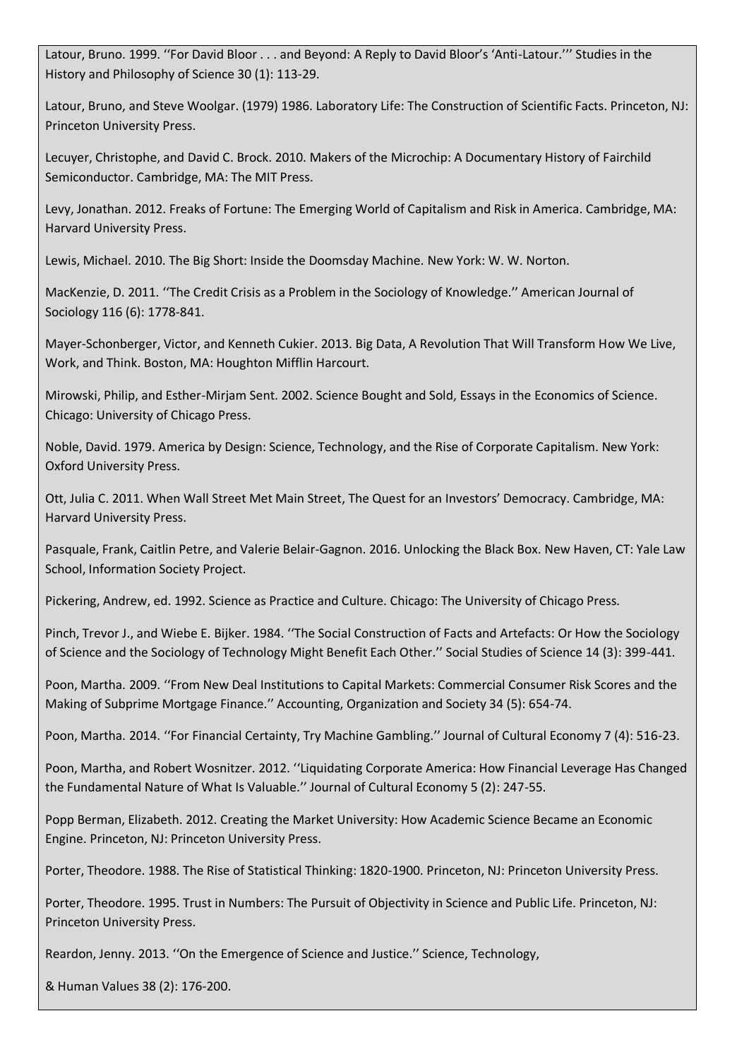Latour, Bruno. 1999. ''For David Bloor . . . and Beyond: A Reply to David Bloor's 'Anti-Latour.''' Studies in the History and Philosophy of Science 30 (1): 113-29.

Latour, Bruno, and Steve Woolgar. (1979) 1986. Laboratory Life: The Construction of Scientific Facts. Princeton, NJ: Princeton University Press.

Lecuyer, Christophe, and David C. Brock. 2010. Makers of the Microchip: A Documentary History of Fairchild Semiconductor. Cambridge, MA: The MIT Press.

Levy, Jonathan. 2012. Freaks of Fortune: The Emerging World of Capitalism and Risk in America. Cambridge, MA: Harvard University Press.

Lewis, Michael. 2010. The Big Short: Inside the Doomsday Machine. New York: W. W. Norton.

MacKenzie, D. 2011. ''The Credit Crisis as a Problem in the Sociology of Knowledge.'' American Journal of Sociology 116 (6): 1778-841.

Mayer-Schonberger, Victor, and Kenneth Cukier. 2013. Big Data, A Revolution That Will Transform How We Live, Work, and Think. Boston, MA: Houghton Mifflin Harcourt.

Mirowski, Philip, and Esther-Mirjam Sent. 2002. Science Bought and Sold, Essays in the Economics of Science. Chicago: University of Chicago Press.

Noble, David. 1979. America by Design: Science, Technology, and the Rise of Corporate Capitalism. New York: Oxford University Press.

Ott, Julia C. 2011. When Wall Street Met Main Street, The Quest for an Investors' Democracy. Cambridge, MA: Harvard University Press.

Pasquale, Frank, Caitlin Petre, and Valerie Belair-Gagnon. 2016. Unlocking the Black Box. New Haven, CT: Yale Law School, Information Society Project.

Pickering, Andrew, ed. 1992. Science as Practice and Culture. Chicago: The University of Chicago Press.

Pinch, Trevor J., and Wiebe E. Bijker. 1984. ''The Social Construction of Facts and Artefacts: Or How the Sociology of Science and the Sociology of Technology Might Benefit Each Other.'' Social Studies of Science 14 (3): 399-441.

Poon, Martha. 2009. ''From New Deal Institutions to Capital Markets: Commercial Consumer Risk Scores and the Making of Subprime Mortgage Finance.'' Accounting, Organization and Society 34 (5): 654-74.

Poon, Martha. 2014. ''For Financial Certainty, Try Machine Gambling.'' Journal of Cultural Economy 7 (4): 516-23.

Poon, Martha, and Robert Wosnitzer. 2012. ''Liquidating Corporate America: How Financial Leverage Has Changed the Fundamental Nature of What Is Valuable.'' Journal of Cultural Economy 5 (2): 247-55.

Popp Berman, Elizabeth. 2012. Creating the Market University: How Academic Science Became an Economic Engine. Princeton, NJ: Princeton University Press.

Porter, Theodore. 1988. The Rise of Statistical Thinking: 1820-1900. Princeton, NJ: Princeton University Press.

Porter, Theodore. 1995. Trust in Numbers: The Pursuit of Objectivity in Science and Public Life. Princeton, NJ: Princeton University Press.

Reardon, Jenny. 2013. ''On the Emergence of Science and Justice.'' Science, Technology,

& Human Values 38 (2): 176-200.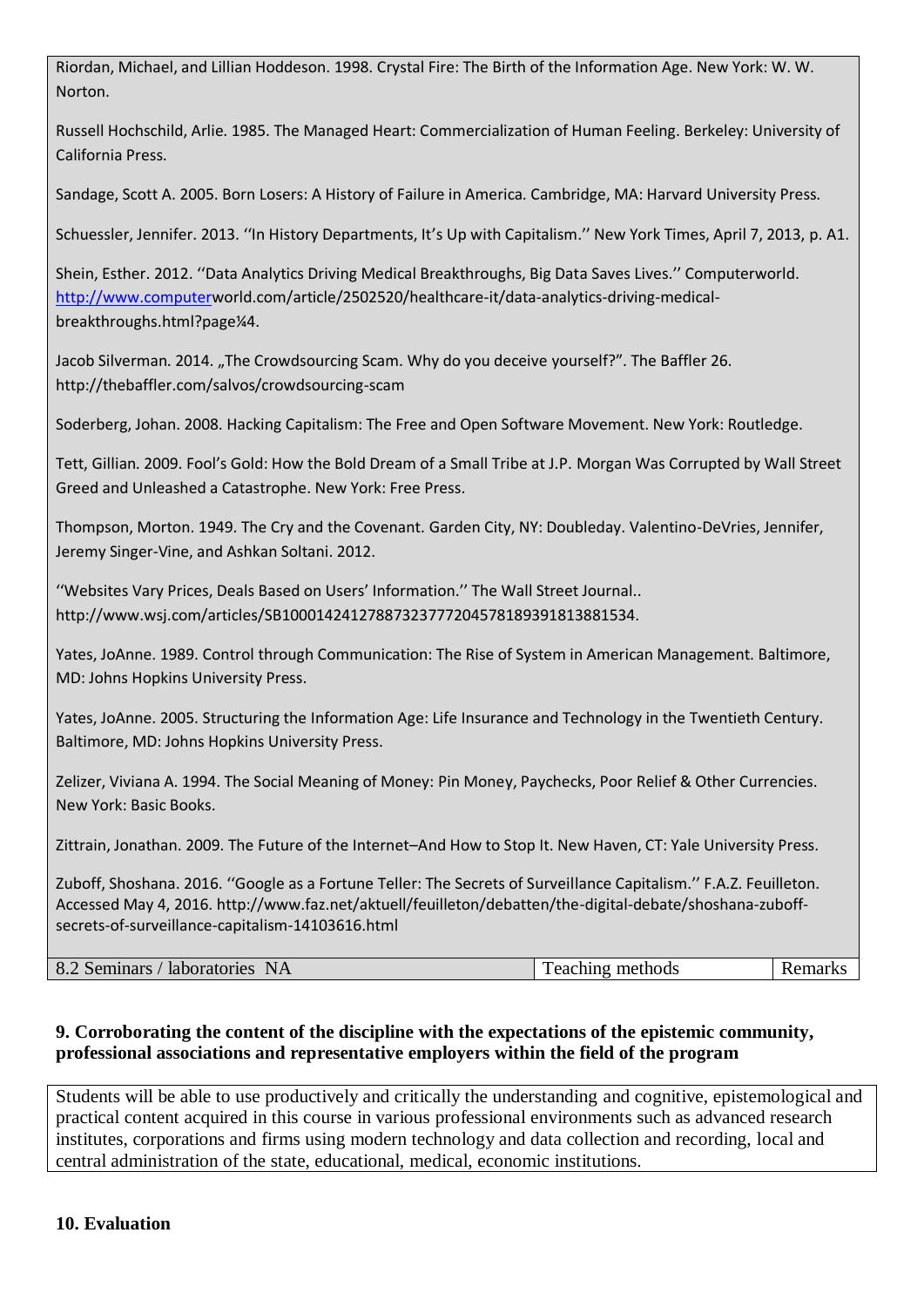Riordan, Michael, and Lillian Hoddeson. 1998. Crystal Fire: The Birth of the Information Age. New York: W. W. Norton.

Russell Hochschild, Arlie. 1985. The Managed Heart: Commercialization of Human Feeling. Berkeley: University of California Press.

Sandage, Scott A. 2005. Born Losers: A History of Failure in America. Cambridge, MA: Harvard University Press.

Schuessler, Jennifer. 2013. ''In History Departments, It's Up with Capitalism.'' New York Times, April 7, 2013, p. A1.

Shein, Esther. 2012. ''Data Analytics Driving Medical Breakthroughs, Big Data Saves Lives.'' Computerworld. http://www.computerworld.com/article/2502520/healthcare-it/data-analytics-driving-medical-breakthroughs.html?page¼4.

Jacob Silverman. 2014. „The Crowdsourcing Scam. Why do you deceive yourself?". The Baffler 26. http://thebaffler.com/salvos/crowdsourcing-scam

Soderberg, Johan. 2008. Hacking Capitalism: The Free and Open Software Movement. New York: Routledge.

Tett, Gillian. 2009. Fool's Gold: How the Bold Dream of a Small Tribe at J.P. Morgan Was Corrupted by Wall Street Greed and Unleashed a Catastrophe. New York: Free Press.

Thompson, Morton. 1949. The Cry and the Covenant. Garden City, NY: Doubleday. Valentino-DeVries, Jennifer, Jeremy Singer-Vine, and Ashkan Soltani. 2012.

''Websites Vary Prices, Deals Based on Users' Information.'' The Wall Street Journal.. http://www.wsj.com/articles/SB10001424127887323777204578189391813881534.

Yates, JoAnne. 1989. Control through Communication: The Rise of System in American Management. Baltimore, MD: Johns Hopkins University Press.

Yates, JoAnne. 2005. Structuring the Information Age: Life Insurance and Technology in the Twentieth Century. Baltimore, MD: Johns Hopkins University Press.

Zelizer, Viviana A. 1994. The Social Meaning of Money: Pin Money, Paychecks, Poor Relief & Other Currencies. New York: Basic Books.

Zittrain, Jonathan. 2009. The Future of the Internet–And How to Stop It. New Haven, CT: Yale University Press.

Zuboff, Shoshana. 2016. ''Google as a Fortune Teller: The Secrets of Surveillance Capitalism.'' F.A.Z. Feuilleton. Accessed May 4, 2016. http://www.faz.net/aktuell/feuilleton/debatten/the-digital-debate/shoshana-zuboff-secrets-of-surveillance-capitalism-14103616.html

| 8.2 Seminars / laboratories NA | Teaching methods | Remarks |
| --- | --- | --- |

**9. Corroborating the content of the discipline with the expectations of the epistemic community, professional associations and representative employers within the field of the program**

Students will be able to use productively and critically the understanding and cognitive, epistemological and practical content acquired in this course in various professional environments such as advanced research institutes, corporations and firms using modern technology and data collection and recording, local and central administration of the state, educational, medical, economic institutions.

**10. Evaluation**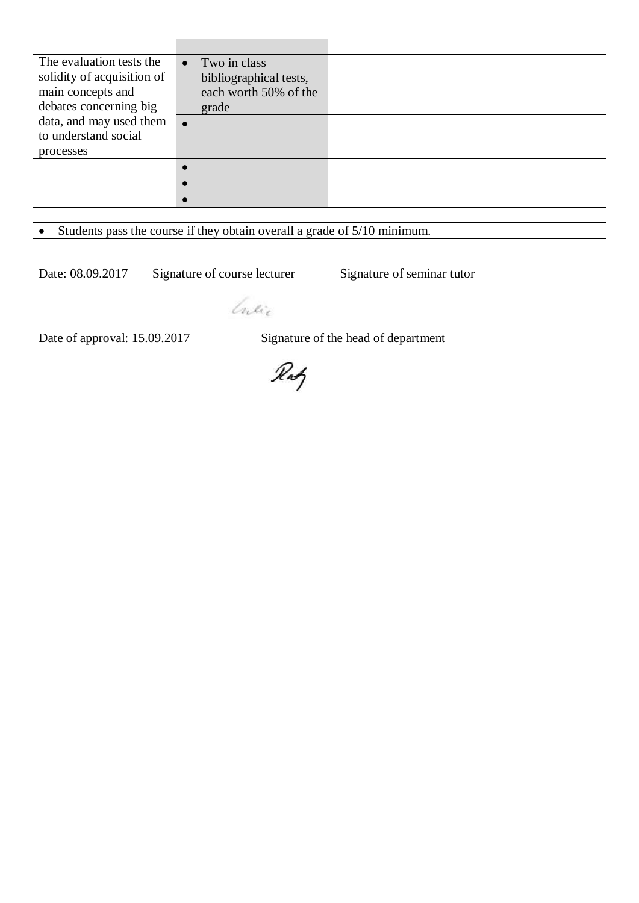| | | | |
|---|---|---|---|
| | | | |
| The evaluation tests the solidity of acquisition of main concepts and debates concerning big data, and may used them to understand social processes | • Two in class bibliographical tests, each worth 50% of the grade | | |
| | • | | |
| | • | | |
| | • | | |
| | • | | |
| | | | |
| • Students pass the course if they obtain overall a grade of 5/10 minimum. | | | |

Date: 08.09.2017 Signature of course lecturer Signature of seminar tutor

Date of approval: 15.09.2017 Signature of the head of department